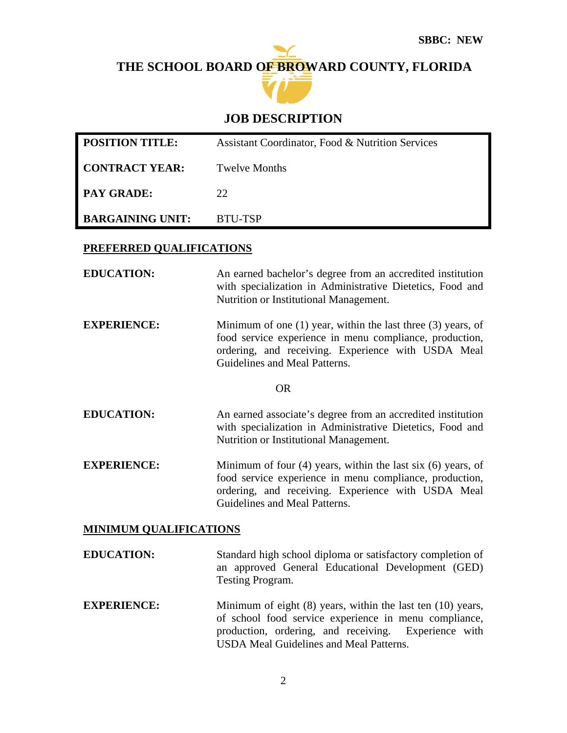SBBC: NEW

# THE SCHOOL BOARD OF BROWARD COUNTY, FLORIDA

## JOB DESCRIPTION

| | |
|---|---|
| **POSITION TITLE:** | Assistant Coordinator, Food & Nutrition Services |
| **CONTRACT YEAR:** | Twelve Months |
| **PAY GRADE:** | 22 |
| **BARGAINING UNIT:** | BTU-TSP |

### PREFERRED QUALIFICATIONS

**EDUCATION:** An earned bachelor's degree from an accredited institution with specialization in Administrative Dietetics, Food and Nutrition or Institutional Management.

**EXPERIENCE:** Minimum of one (1) year, within the last three (3) years, of food service experience in menu compliance, production, ordering, and receiving. Experience with USDA Meal Guidelines and Meal Patterns.

OR

**EDUCATION:** An earned associate's degree from an accredited institution with specialization in Administrative Dietetics, Food and Nutrition or Institutional Management.

**EXPERIENCE:** Minimum of four (4) years, within the last six (6) years, of food service experience in menu compliance, production, ordering, and receiving. Experience with USDA Meal Guidelines and Meal Patterns.

### MINIMUM QUALIFICATIONS

**EDUCATION:** Standard high school diploma or satisfactory completion of an approved General Educational Development (GED) Testing Program.

**EXPERIENCE:** Minimum of eight (8) years, within the last ten (10) years, of school food service experience in menu compliance, production, ordering, and receiving. Experience with USDA Meal Guidelines and Meal Patterns.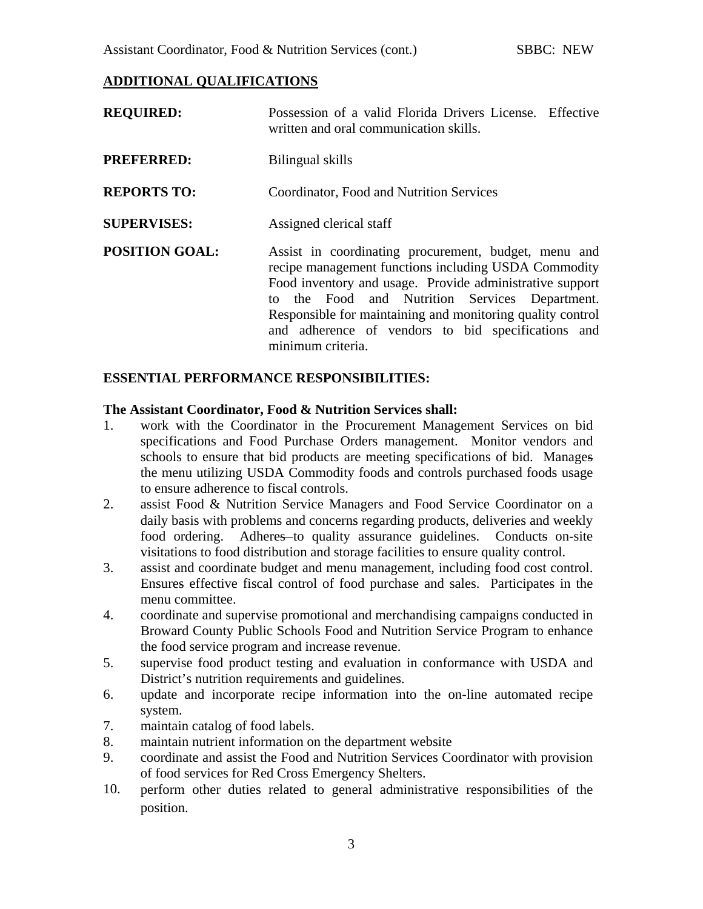## ADDITIONAL QUALIFICATIONS

**REQUIRED:** Possession of a valid Florida Drivers License. Effective written and oral communication skills.

**PREFERRED:** Bilingual skills

**REPORTS TO:** Coordinator, Food and Nutrition Services

**SUPERVISES:** Assigned clerical staff

**POSITION GOAL:** Assist in coordinating procurement, budget, menu and recipe management functions including USDA Commodity Food inventory and usage. Provide administrative support to the Food and Nutrition Services Department. Responsible for maintaining and monitoring quality control and adherence of vendors to bid specifications and minimum criteria.

**ESSENTIAL PERFORMANCE RESPONSIBILITIES:**

**The Assistant Coordinator, Food & Nutrition Services shall:**

1. work with the Coordinator in the Procurement Management Services on bid specifications and Food Purchase Orders management. Monitor vendors and schools to ensure that bid products are meeting specifications of bid. Manages the menu utilizing USDA Commodity foods and controls purchased foods usage to ensure adherence to fiscal controls.
2. assist Food & Nutrition Service Managers and Food Service Coordinator on a daily basis with problems and concerns regarding products, deliveries and weekly food ordering. Adheres to quality assurance guidelines. Conducts on-site visitations to food distribution and storage facilities to ensure quality control.
3. assist and coordinate budget and menu management, including food cost control. Ensures effective fiscal control of food purchase and sales. Participates in the menu committee.
4. coordinate and supervise promotional and merchandising campaigns conducted in Broward County Public Schools Food and Nutrition Service Program to enhance the food service program and increase revenue.
5. supervise food product testing and evaluation in conformance with USDA and District's nutrition requirements and guidelines.
6. update and incorporate recipe information into the on-line automated recipe system.
7. maintain catalog of food labels.
8. maintain nutrient information on the department website
9. coordinate and assist the Food and Nutrition Services Coordinator with provision of food services for Red Cross Emergency Shelters.
10. perform other duties related to general administrative responsibilities of the position.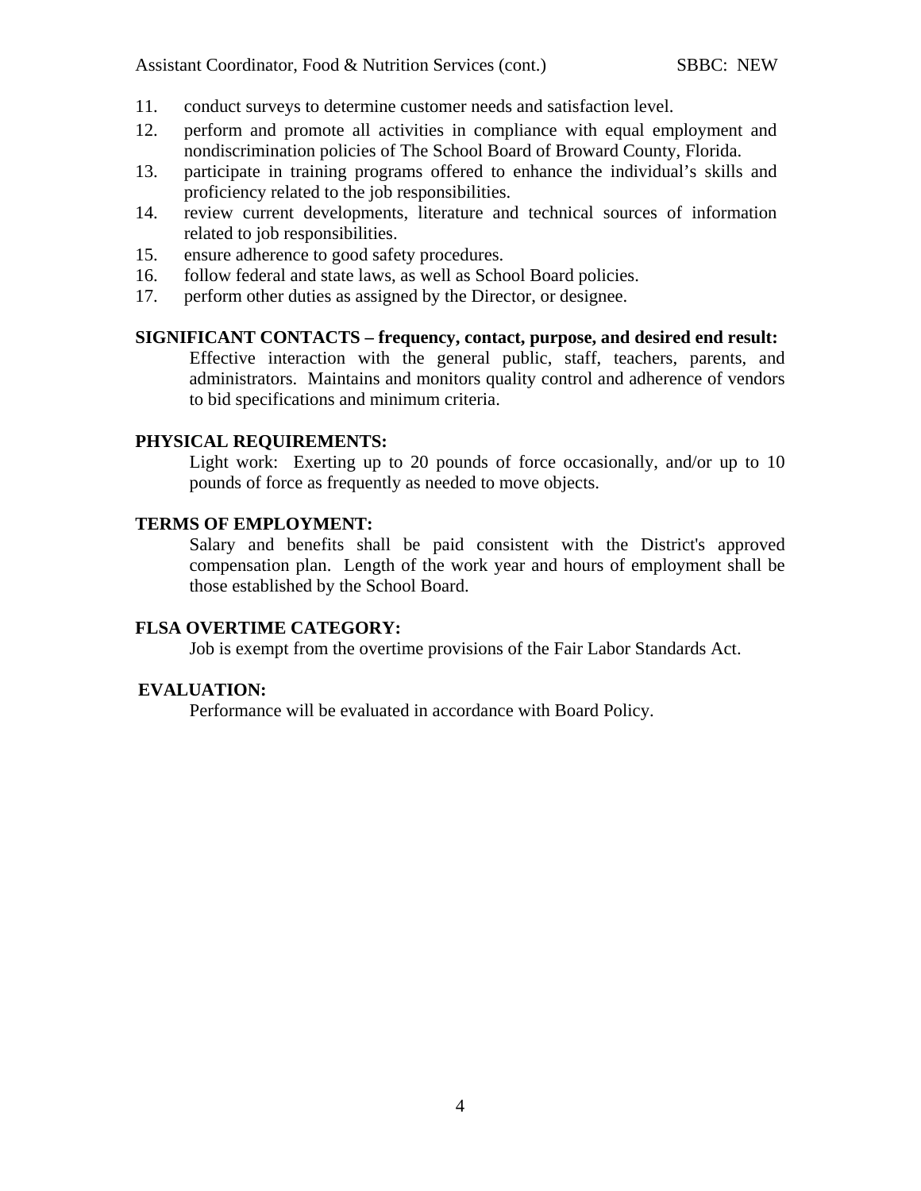11. conduct surveys to determine customer needs and satisfaction level.
12. perform and promote all activities in compliance with equal employment and nondiscrimination policies of The School Board of Broward County, Florida.
13. participate in training programs offered to enhance the individual's skills and proficiency related to the job responsibilities.
14. review current developments, literature and technical sources of information related to job responsibilities.
15. ensure adherence to good safety procedures.
16. follow federal and state laws, as well as School Board policies.
17. perform other duties as assigned by the Director, or designee.

**SIGNIFICANT CONTACTS – frequency, contact, purpose, and desired end result:**

Effective interaction with the general public, staff, teachers, parents, and administrators. Maintains and monitors quality control and adherence of vendors to bid specifications and minimum criteria.

**PHYSICAL REQUIREMENTS:**

Light work: Exerting up to 20 pounds of force occasionally, and/or up to 10 pounds of force as frequently as needed to move objects.

**TERMS OF EMPLOYMENT:**

Salary and benefits shall be paid consistent with the District's approved compensation plan. Length of the work year and hours of employment shall be those established by the School Board.

**FLSA OVERTIME CATEGORY:**

Job is exempt from the overtime provisions of the Fair Labor Standards Act.

**EVALUATION:**

Performance will be evaluated in accordance with Board Policy.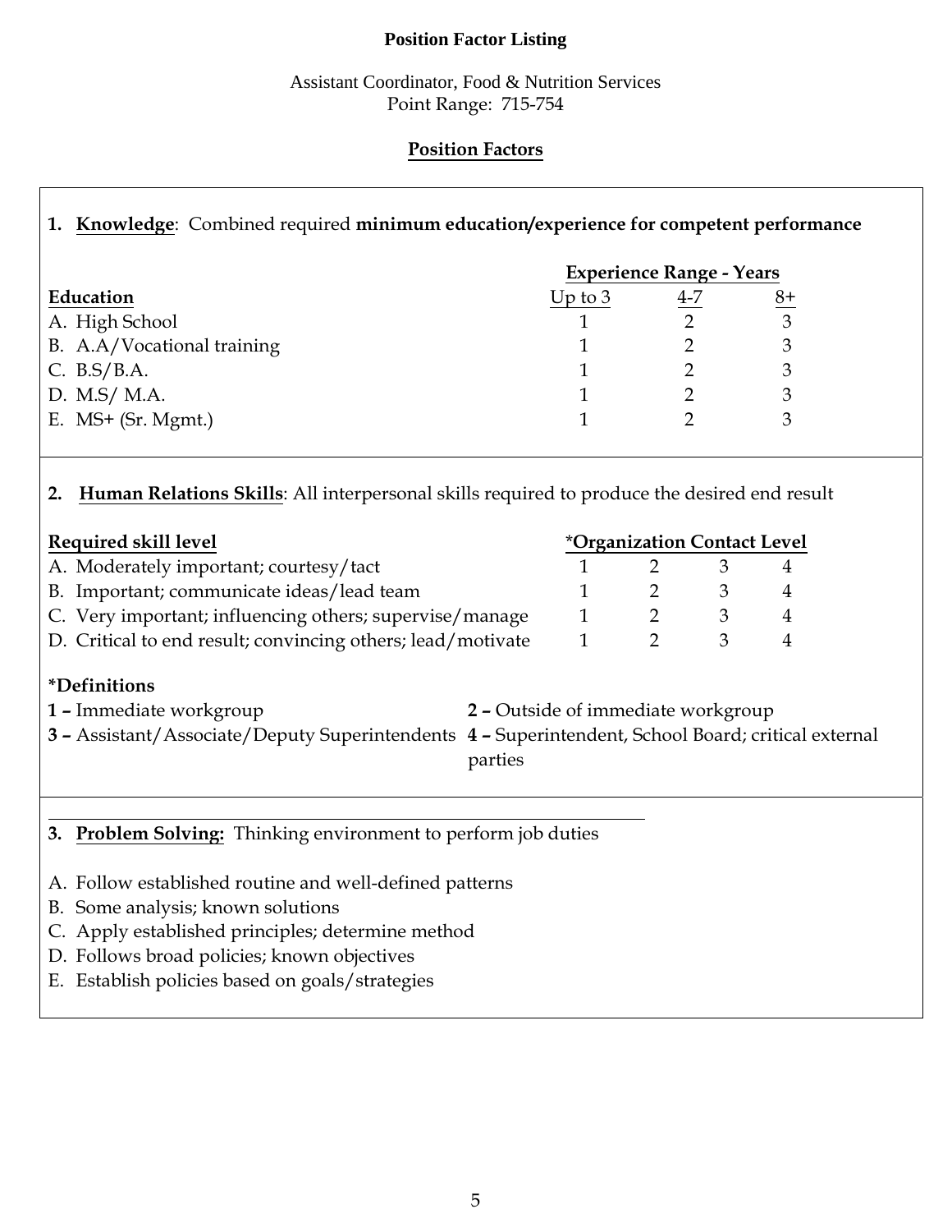**Position Factor Listing**

Assistant Coordinator, Food & Nutrition Services
Point Range: 715-754

**Position Factors**

1. **Knowledge**: Combined required **minimum education/experience for competent performance**

| Education | Experience Range - Years: Up to 3 | 4-7 | 8+ |
|---|---|---|---|
| A. High School | 1 | 2 | 3 |
| B. A.A/Vocational training | 1 | 2 | 3 |
| C. B.S/B.A. | 1 | 2 | 3 |
| D. M.S/ M.A. | 1 | 2 | 3 |
| E. MS+ (Sr. Mgmt.) | 1 | 2 | 3 |

2. **Human Relations Skills**: All interpersonal skills required to produce the desired end result

| Required skill level | *Organization Contact Level | | | |
|---|---|---|---|---|
| A. Moderately important; courtesy/tact | 1 | 2 | 3 | 4 |
| B. Important; communicate ideas/lead team | 1 | 2 | 3 | 4 |
| C. Very important; influencing others; supervise/manage | 1 | 2 | 3 | 4 |
| D. Critical to end result; convincing others; lead/motivate | 1 | 2 | 3 | 4 |

**\*Definitions**

**1 –** Immediate workgroup

**2 –** Outside of immediate workgroup

**3 –** Assistant/Associate/Deputy Superintendents

**4 –** Superintendent, School Board; critical external parties

3. **Problem Solving:** Thinking environment to perform job duties

A. Follow established routine and well-defined patterns
B. Some analysis; known solutions
C. Apply established principles; determine method
D. Follows broad policies; known objectives
E. Establish policies based on goals/strategies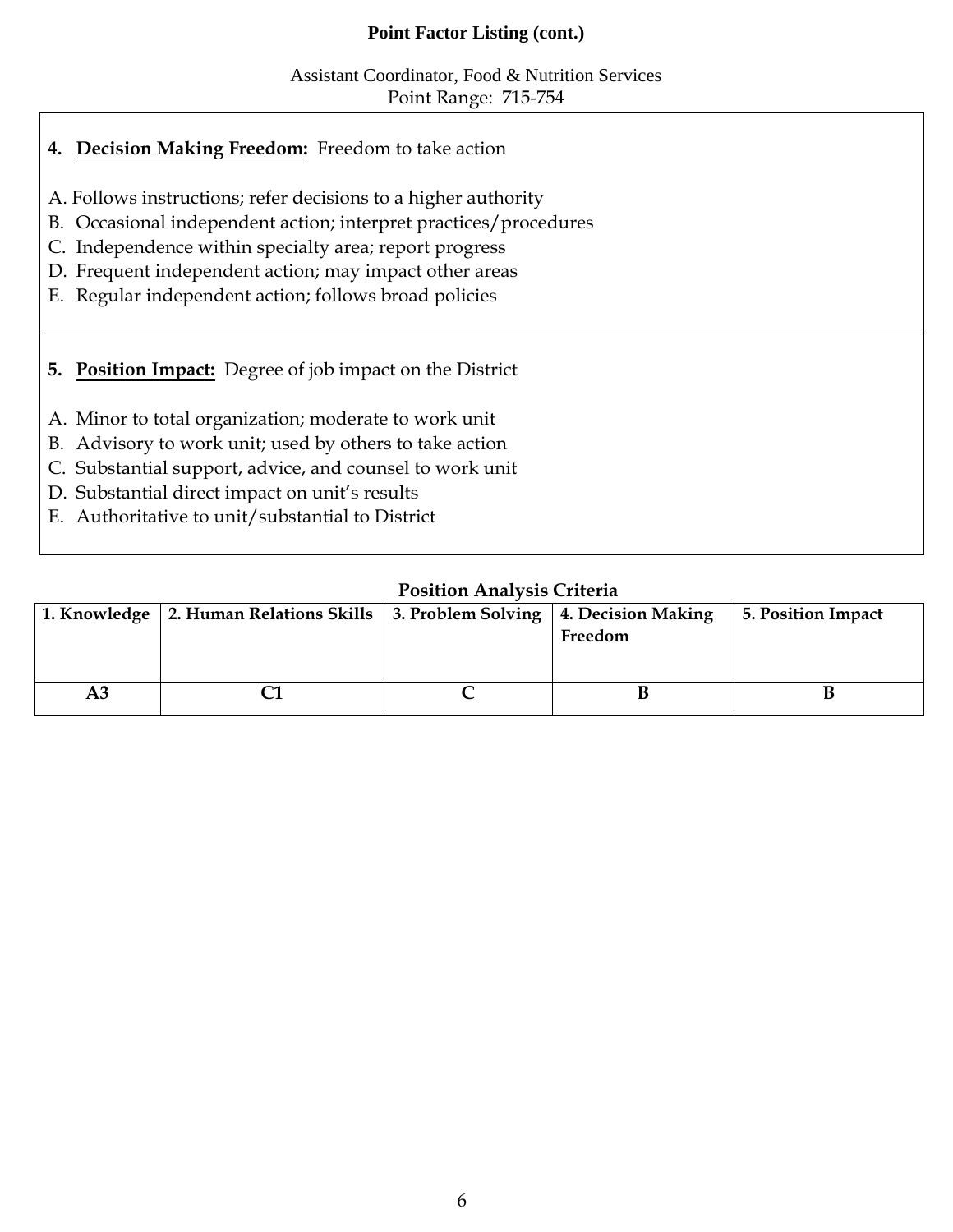**Point Factor Listing (cont.)**

Assistant Coordinator, Food & Nutrition Services
Point Range: 715-754

4. **Decision Making Freedom:** Freedom to take action

A. Follows instructions; refer decisions to a higher authority
B. Occasional independent action; interpret practices/procedures
C. Independence within specialty area; report progress
D. Frequent independent action; may impact other areas
E. Regular independent action; follows broad policies

5. **Position Impact:** Degree of job impact on the District

A. Minor to total organization; moderate to work unit
B. Advisory to work unit; used by others to take action
C. Substantial support, advice, and counsel to work unit
D. Substantial direct impact on unit's results
E. Authoritative to unit/substantial to District

**Position Analysis Criteria**

| 1. Knowledge | 2. Human Relations Skills | 3. Problem Solving | 4. Decision Making Freedom | 5. Position Impact |
|---|---|---|---|---|
| A3 | C1 | C | B | B |